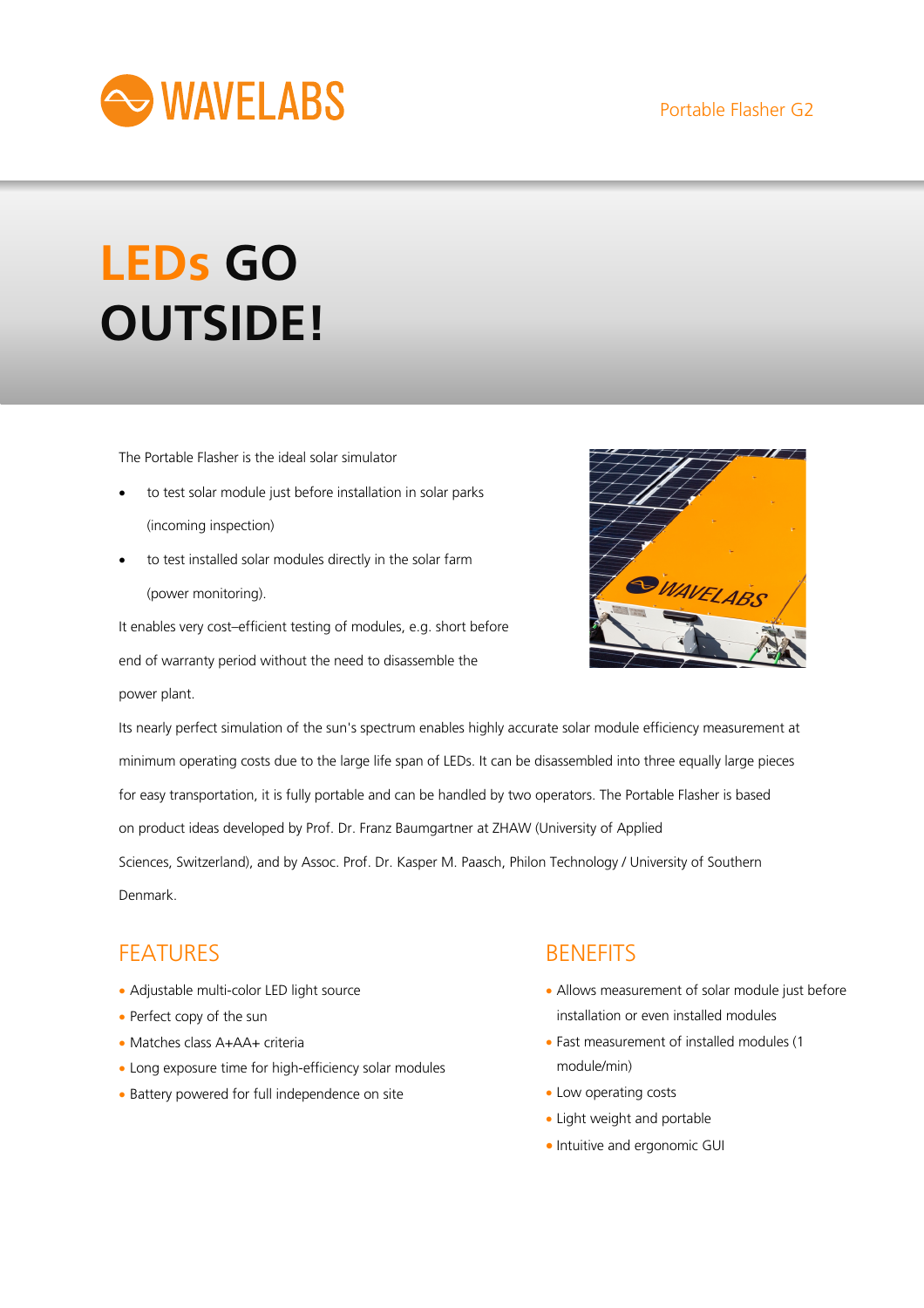WAVELABS

Portable Flasher G2

# LEDs GO OUTSIDE!

The Portable Flasher is the ideal solar simulator

- to test solar module just before installation in solar parks (incoming inspection)
- to test installed solar modules directly in the solar farm (power monitoring).

It enables very cost–efficient testing of modules, e.g. short before end of warranty period without the need to disassemble the power plant.

Its nearly perfect simulation of the sun's spectrum enables highly accurate solar module efficiency measurement at minimum operating costs due to the large life span of LEDs. It can be disassembled into three equally large pieces for easy transportation, it is fully portable and can be handled by two operators. The Portable Flasher is based on product ideas developed by Prof. Dr. Franz Baumgartner at ZHAW (University of Applied Sciences, Switzerland), and by Assoc. Prof. Dr. Kasper M. Paasch, Philon Technology / University of Southern Denmark.

## FEATURES

- Adjustable multi-color LED light source
- Perfect copy of the sun
- Matches class A+AA+ criteria
- Long exposure time for high-efficiency solar modules
- Battery powered for full independence on site

## BENEFITS

- Allows measurement of solar module just before installation or even installed modules
- Fast measurement of installed modules (1 module/min)
- Low operating costs
- Light weight and portable
- Intuitive and ergonomic GUI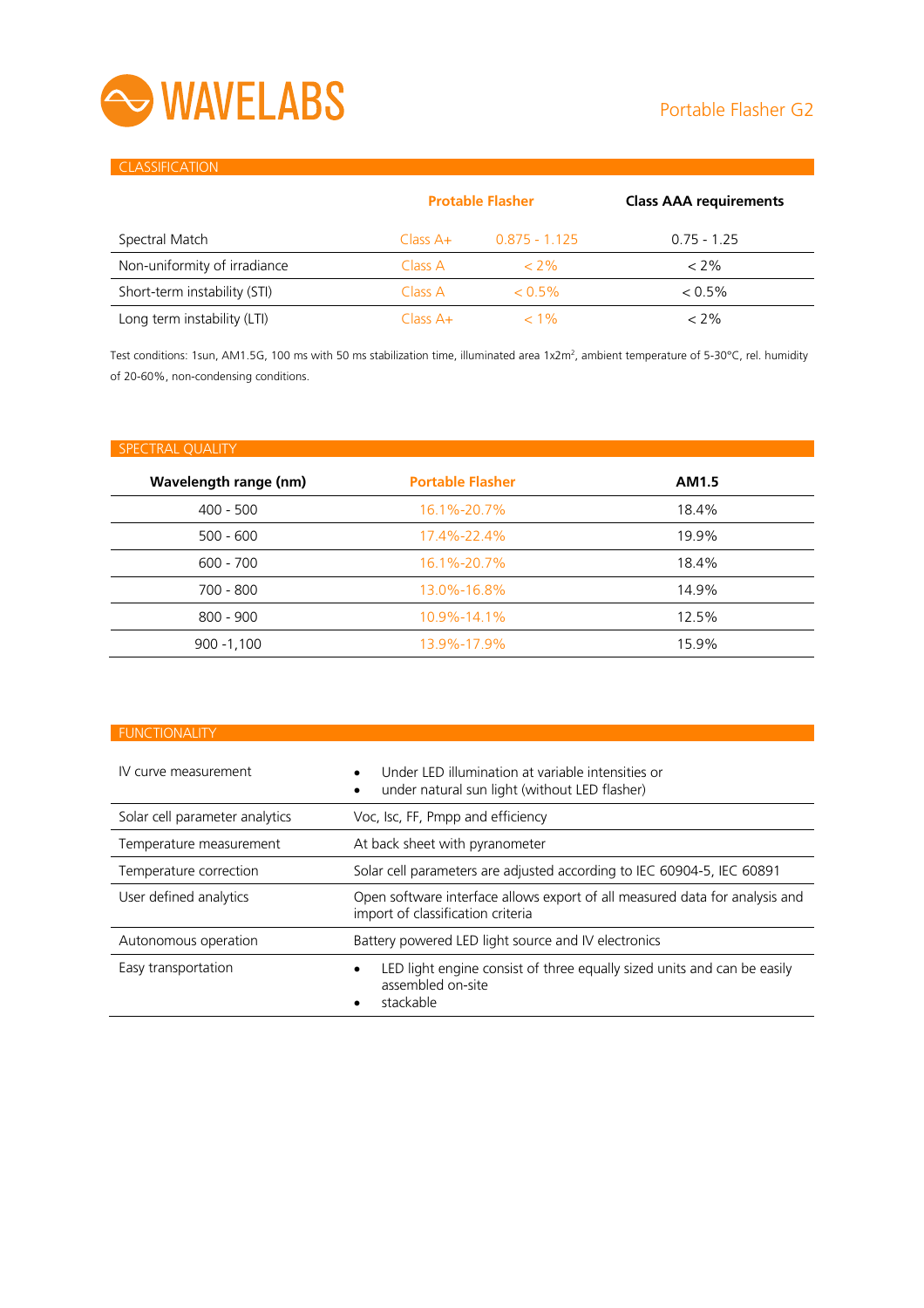## CLASSIFICATION

| | Protable Flasher | | Class AAA requirements |
|---|---|---|---|
| Spectral Match | Class A+ | 0.875 - 1.125 | 0.75 - 1.25 |
| Non-uniformity of irradiance | Class A | < 2% | < 2% |
| Short-term instability (STI) | Class A | < 0.5% | < 0.5% |
| Long term instability (LTI) | Class A+ | < 1% | < 2% |

Test conditions: 1sun, AM1.5G, 100 ms with 50 ms stabilization time, illuminated area 1x2m², ambient temperature of 5-30°C, rel. humidity of 20-60%, non-condensing conditions.

## SPECTRAL QUALITY

| Wavelength range (nm) | Portable Flasher | AM1.5 |
|---|---|---|
| 400 - 500 | 16.1%-20.7% | 18.4% |
| 500 - 600 | 17.4%-22.4% | 19.9% |
| 600 - 700 | 16.1%-20.7% | 18.4% |
| 700 - 800 | 13.0%-16.8% | 14.9% |
| 800 - 900 | 10.9%-14.1% | 12.5% |
| 900 -1,100 | 13.9%-17.9% | 15.9% |

## FUNCTIONALITY

| | |
|---|---|
| IV curve measurement | • Under LED illumination at variable intensities or<br>• under natural sun light (without LED flasher) |
| Solar cell parameter analytics | Voc, Isc, FF, Pmpp and efficiency |
| Temperature measurement | At back sheet with pyranometer |
| Temperature correction | Solar cell parameters are adjusted according to IEC 60904-5, IEC 60891 |
| User defined analytics | Open software interface allows export of all measured data for analysis and import of classification criteria |
| Autonomous operation | Battery powered LED light source and IV electronics |
| Easy transportation | • LED light engine consist of three equally sized units and can be easily assembled on-site<br>• stackable |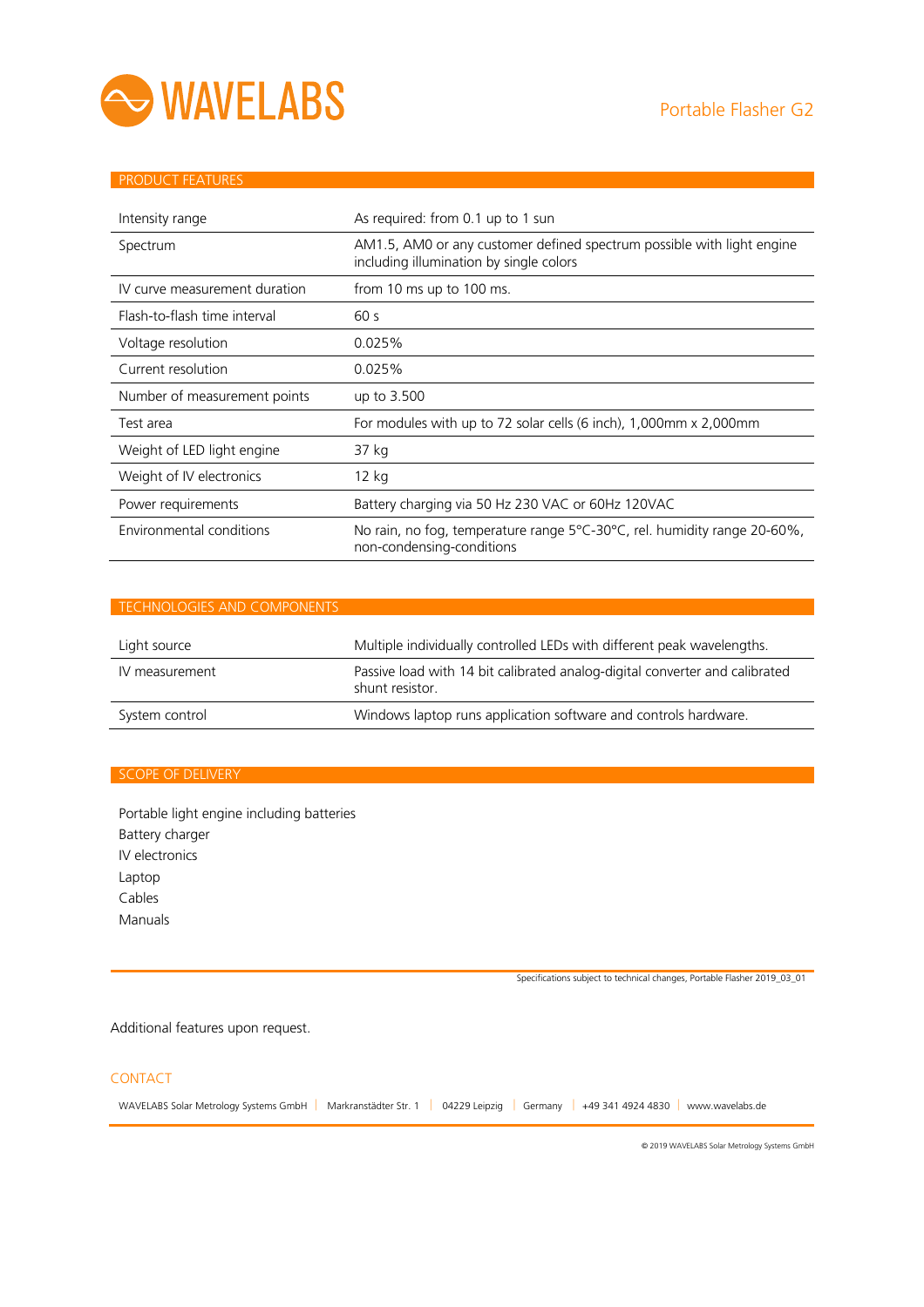# WAVELABS

## Portable Flasher G2

### PRODUCT FEATURES

| | |
|---|---|
| Intensity range | As required: from 0.1 up to 1 sun |
| Spectrum | AM1.5, AM0 or any customer defined spectrum possible with light engine including illumination by single colors |
| IV curve measurement duration | from 10 ms up to 100 ms. |
| Flash-to-flash time interval | 60 s |
| Voltage resolution | 0.025% |
| Current resolution | 0.025% |
| Number of measurement points | up to 3.500 |
| Test area | For modules with up to 72 solar cells (6 inch), 1,000mm x 2,000mm |
| Weight of LED light engine | 37 kg |
| Weight of IV electronics | 12 kg |
| Power requirements | Battery charging via 50 Hz 230 VAC or 60Hz 120VAC |
| Environmental conditions | No rain, no fog, temperature range 5°C-30°C, rel. humidity range 20-60%, non-condensing-conditions |

### TECHNOLOGIES AND COMPONENTS

| | |
|---|---|
| Light source | Multiple individually controlled LEDs with different peak wavelengths. |
| IV measurement | Passive load with 14 bit calibrated analog-digital converter and calibrated shunt resistor. |
| System control | Windows laptop runs application software and controls hardware. |

### SCOPE OF DELIVERY

Portable light engine including batteries
Battery charger
IV electronics
Laptop
Cables
Manuals

Specifications subject to technical changes, Portable Flasher 2019_03_01

Additional features upon request.

### CONTACT

WAVELABS Solar Metrology Systems GmbH | Markranstädter Str. 1 | 04229 Leipzig | Germany | +49 341 4924 4830 | www.wavelabs.de

© 2019 WAVELABS Solar Metrology Systems GmbH